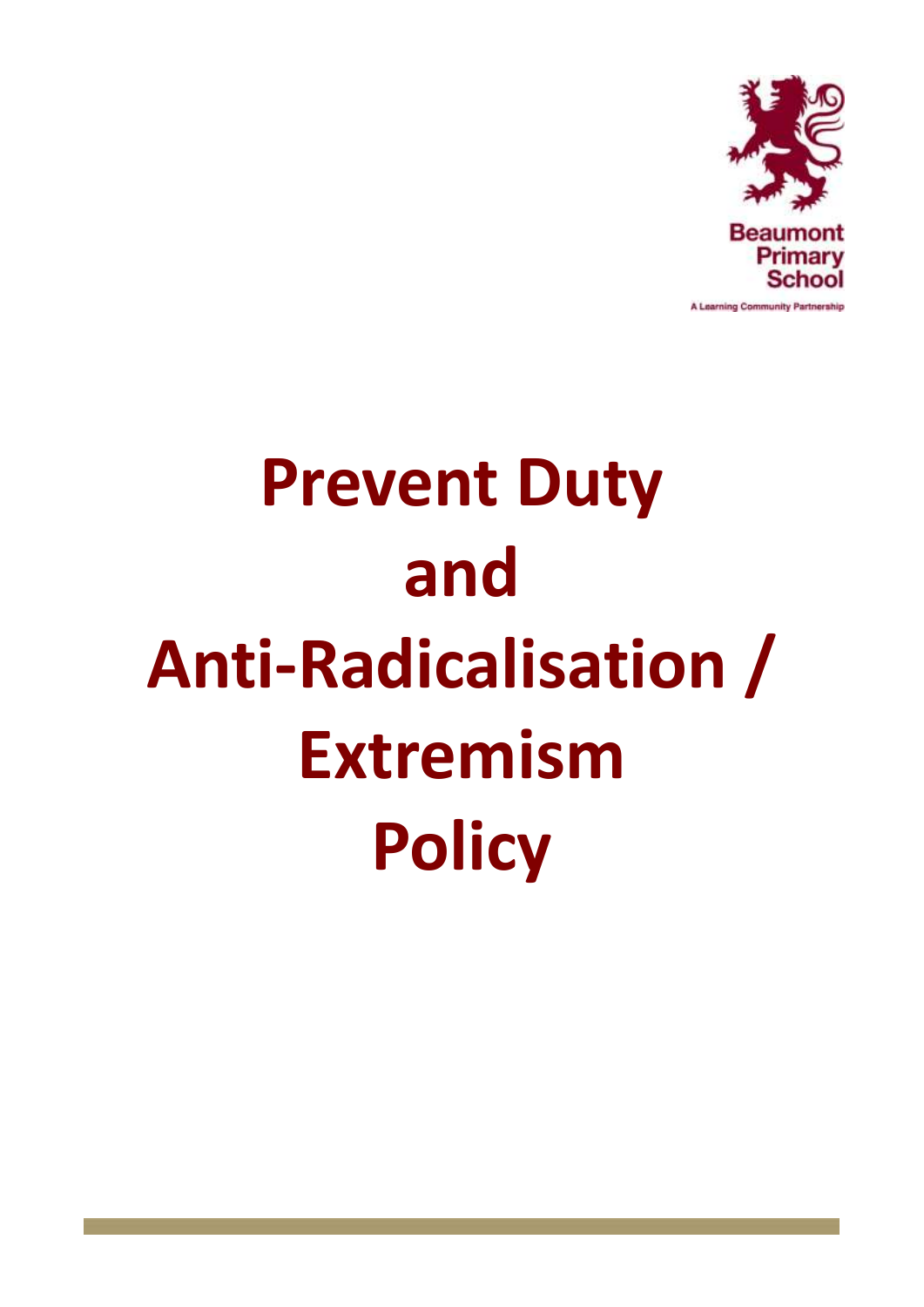Beaumont Primary School

A Learning Community Partnership

# Prevent Duty and Anti-Radicalisation / Extremism Policy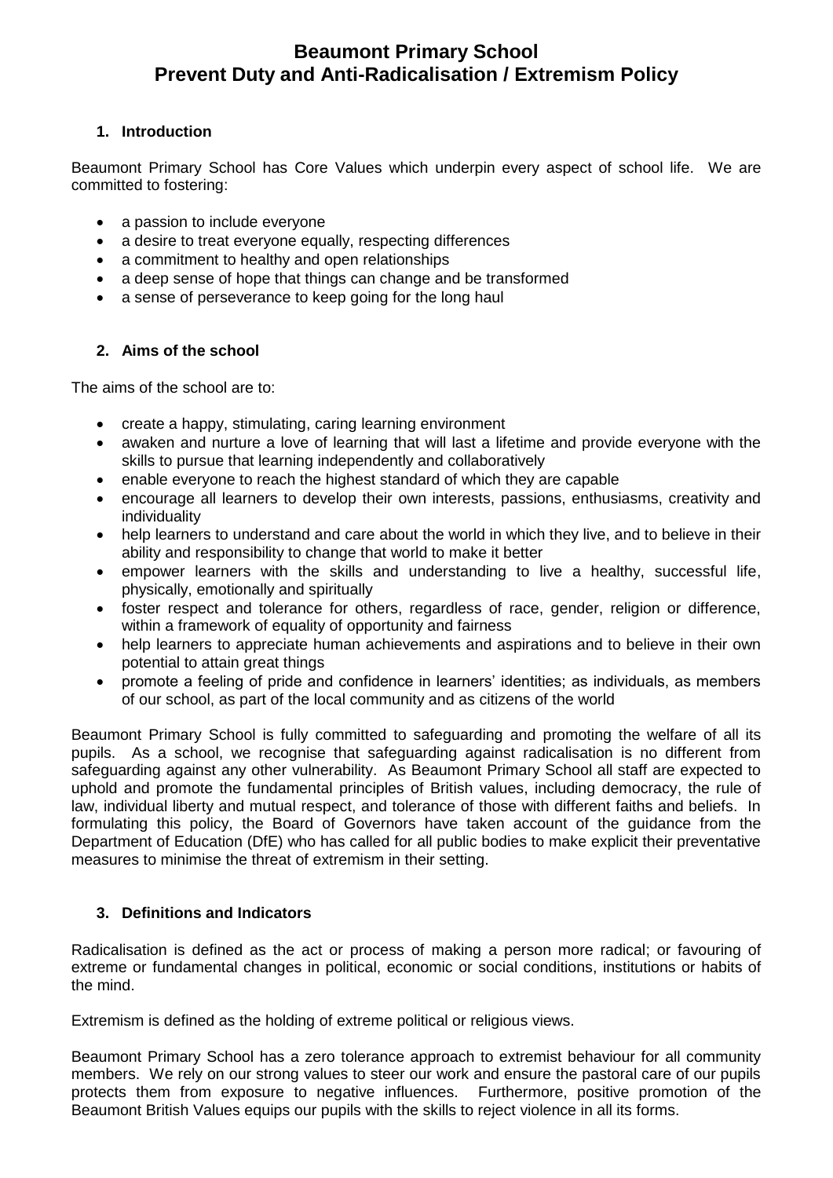# Beaumont Primary School
# Prevent Duty and Anti-Radicalisation / Extremism Policy

## 1. Introduction

Beaumont Primary School has Core Values which underpin every aspect of school life. We are committed to fostering:

- a passion to include everyone
- a desire to treat everyone equally, respecting differences
- a commitment to healthy and open relationships
- a deep sense of hope that things can change and be transformed
- a sense of perseverance to keep going for the long haul

## 2. Aims of the school

The aims of the school are to:

- create a happy, stimulating, caring learning environment
- awaken and nurture a love of learning that will last a lifetime and provide everyone with the skills to pursue that learning independently and collaboratively
- enable everyone to reach the highest standard of which they are capable
- encourage all learners to develop their own interests, passions, enthusiasms, creativity and individuality
- help learners to understand and care about the world in which they live, and to believe in their ability and responsibility to change that world to make it better
- empower learners with the skills and understanding to live a healthy, successful life, physically, emotionally and spiritually
- foster respect and tolerance for others, regardless of race, gender, religion or difference, within a framework of equality of opportunity and fairness
- help learners to appreciate human achievements and aspirations and to believe in their own potential to attain great things
- promote a feeling of pride and confidence in learners' identities; as individuals, as members of our school, as part of the local community and as citizens of the world

Beaumont Primary School is fully committed to safeguarding and promoting the welfare of all its pupils. As a school, we recognise that safeguarding against radicalisation is no different from safeguarding against any other vulnerability. As Beaumont Primary School all staff are expected to uphold and promote the fundamental principles of British values, including democracy, the rule of law, individual liberty and mutual respect, and tolerance of those with different faiths and beliefs. In formulating this policy, the Board of Governors have taken account of the guidance from the Department of Education (DfE) who has called for all public bodies to make explicit their preventative measures to minimise the threat of extremism in their setting.

## 3. Definitions and Indicators

Radicalisation is defined as the act or process of making a person more radical; or favouring of extreme or fundamental changes in political, economic or social conditions, institutions or habits of the mind.

Extremism is defined as the holding of extreme political or religious views.

Beaumont Primary School has a zero tolerance approach to extremist behaviour for all community members. We rely on our strong values to steer our work and ensure the pastoral care of our pupils protects them from exposure to negative influences. Furthermore, positive promotion of the Beaumont British Values equips our pupils with the skills to reject violence in all its forms.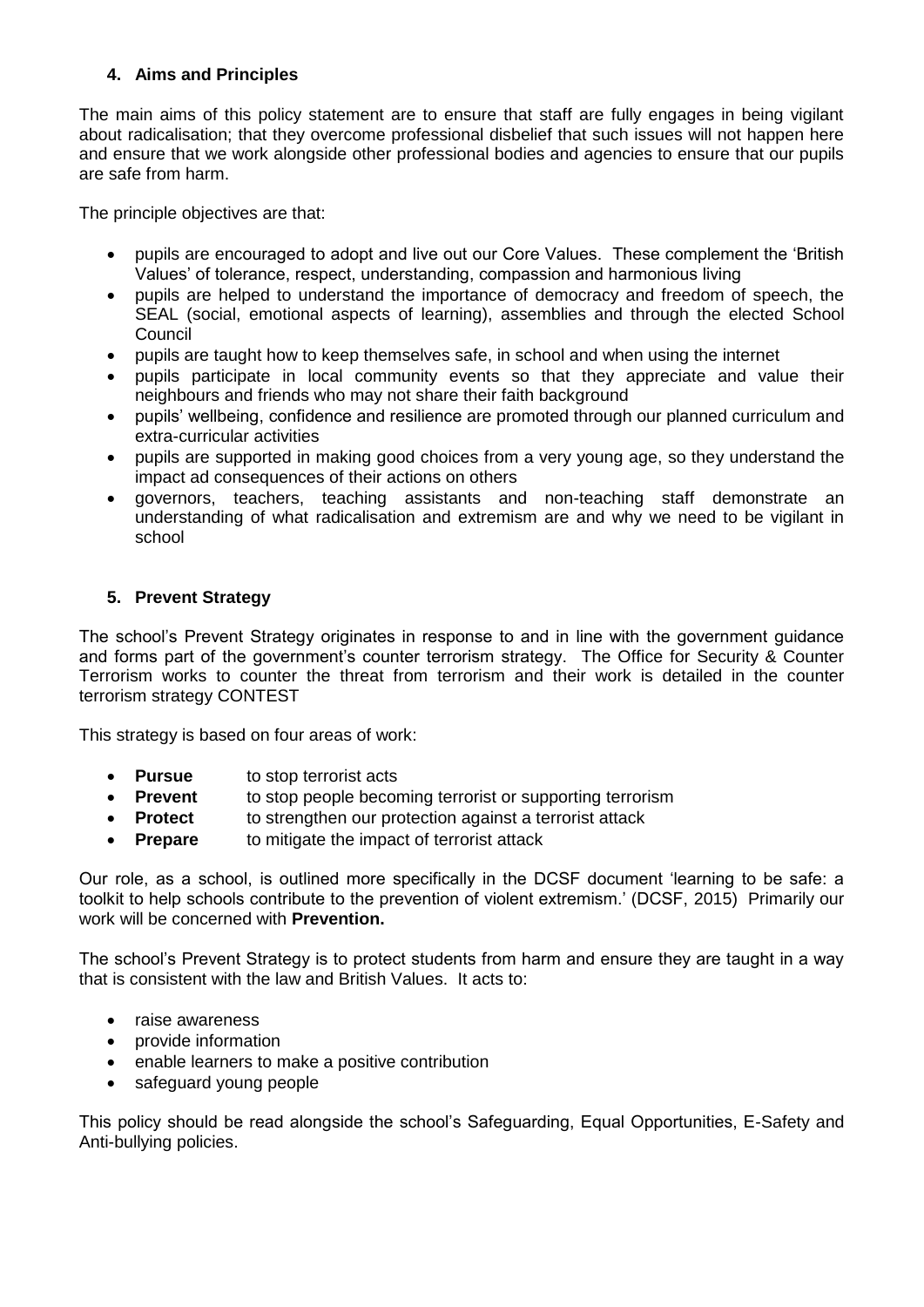## 4. Aims and Principles

The main aims of this policy statement are to ensure that staff are fully engages in being vigilant about radicalisation; that they overcome professional disbelief that such issues will not happen here and ensure that we work alongside other professional bodies and agencies to ensure that our pupils are safe from harm.

The principle objectives are that:

- pupils are encouraged to adopt and live out our Core Values. These complement the 'British Values' of tolerance, respect, understanding, compassion and harmonious living
- pupils are helped to understand the importance of democracy and freedom of speech, the SEAL (social, emotional aspects of learning), assemblies and through the elected School Council
- pupils are taught how to keep themselves safe, in school and when using the internet
- pupils participate in local community events so that they appreciate and value their neighbours and friends who may not share their faith background
- pupils' wellbeing, confidence and resilience are promoted through our planned curriculum and extra-curricular activities
- pupils are supported in making good choices from a very young age, so they understand the impact ad consequences of their actions on others
- governors, teachers, teaching assistants and non-teaching staff demonstrate an understanding of what radicalisation and extremism are and why we need to be vigilant in school

## 5. Prevent Strategy

The school's Prevent Strategy originates in response to and in line with the government guidance and forms part of the government's counter terrorism strategy. The Office for Security & Counter Terrorism works to counter the threat from terrorism and their work is detailed in the counter terrorism strategy CONTEST

This strategy is based on four areas of work:

- **Pursue** to stop terrorist acts
- **Prevent** to stop people becoming terrorist or supporting terrorism
- **Protect** to strengthen our protection against a terrorist attack
- **Prepare** to mitigate the impact of terrorist attack

Our role, as a school, is outlined more specifically in the DCSF document 'learning to be safe: a toolkit to help schools contribute to the prevention of violent extremism.' (DCSF, 2015) Primarily our work will be concerned with **Prevention.**

The school's Prevent Strategy is to protect students from harm and ensure they are taught in a way that is consistent with the law and British Values. It acts to:

- raise awareness
- provide information
- enable learners to make a positive contribution
- safeguard young people

This policy should be read alongside the school's Safeguarding, Equal Opportunities, E-Safety and Anti-bullying policies.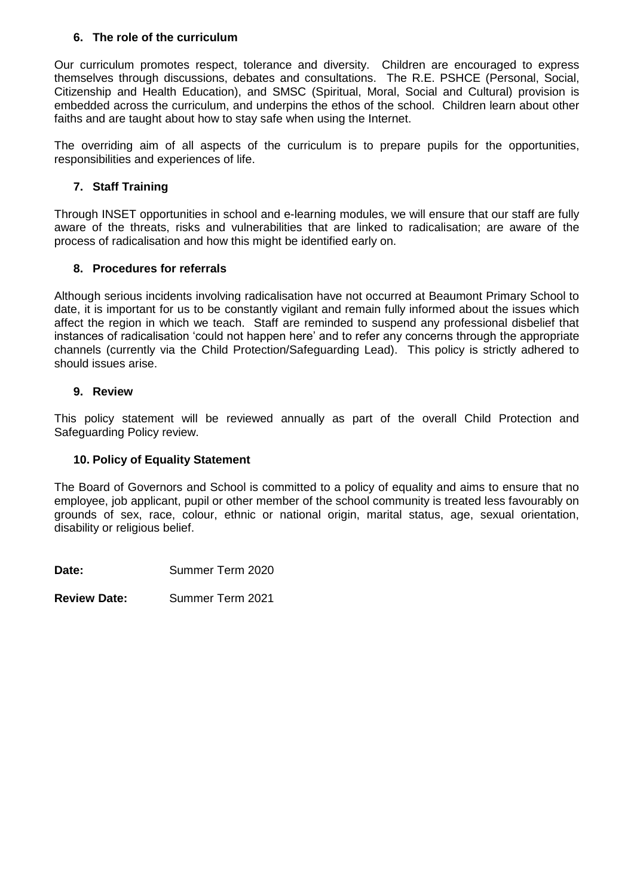## 6. The role of the curriculum

Our curriculum promotes respect, tolerance and diversity. Children are encouraged to express themselves through discussions, debates and consultations. The R.E. PSHCE (Personal, Social, Citizenship and Health Education), and SMSC (Spiritual, Moral, Social and Cultural) provision is embedded across the curriculum, and underpins the ethos of the school. Children learn about other faiths and are taught about how to stay safe when using the Internet.

The overriding aim of all aspects of the curriculum is to prepare pupils for the opportunities, responsibilities and experiences of life.

## 7. Staff Training

Through INSET opportunities in school and e-learning modules, we will ensure that our staff are fully aware of the threats, risks and vulnerabilities that are linked to radicalisation; are aware of the process of radicalisation and how this might be identified early on.

## 8. Procedures for referrals

Although serious incidents involving radicalisation have not occurred at Beaumont Primary School to date, it is important for us to be constantly vigilant and remain fully informed about the issues which affect the region in which we teach. Staff are reminded to suspend any professional disbelief that instances of radicalisation 'could not happen here' and to refer any concerns through the appropriate channels (currently via the Child Protection/Safeguarding Lead). This policy is strictly adhered to should issues arise.

## 9. Review

This policy statement will be reviewed annually as part of the overall Child Protection and Safeguarding Policy review.

## 10. Policy of Equality Statement

The Board of Governors and School is committed to a policy of equality and aims to ensure that no employee, job applicant, pupil or other member of the school community is treated less favourably on grounds of sex, race, colour, ethnic or national origin, marital status, age, sexual orientation, disability or religious belief.

**Date:** Summer Term 2020

**Review Date:** Summer Term 2021